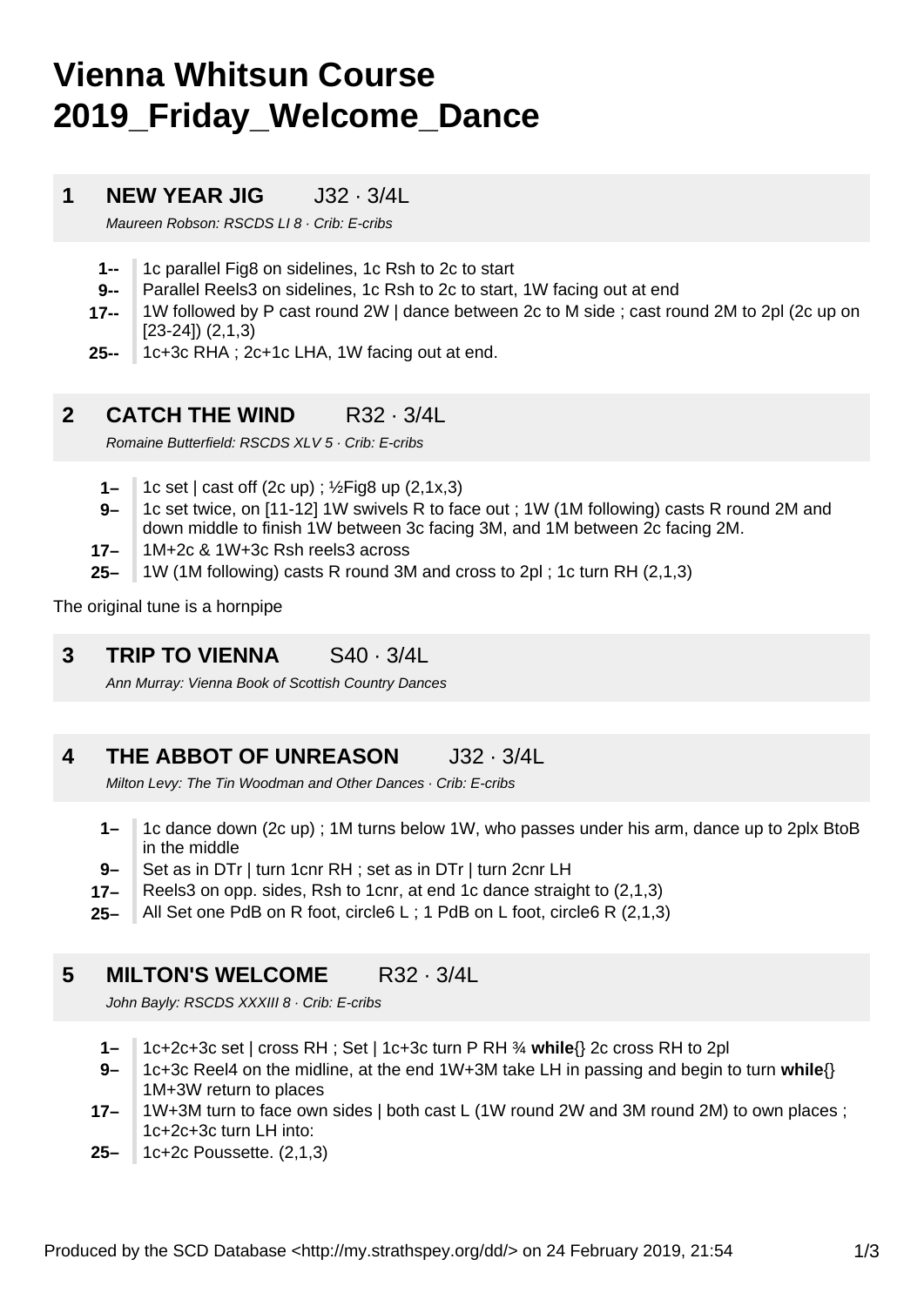# Vienna Whitsun Course 2019_Friday_Welcome_Dance

## 1 NEW YEAR JIG J32 · 3/4L

*Maureen Robson: RSCDS LI 8 · Crib: E-cribs*

- **1--** 1c parallel Fig8 on sidelines, 1c Rsh to 2c to start
- **9--** Parallel Reels3 on sidelines, 1c Rsh to 2c to start, 1W facing out at end
- **17--** 1W followed by P cast round 2W | dance between 2c to M side ; cast round 2M to 2pl (2c up on [23-24]) (2,1,3)
- **25--** 1c+3c RHA ; 2c+1c LHA, 1W facing out at end.

## 2 CATCH THE WIND R32 · 3/4L

*Romaine Butterfield: RSCDS XLV 5 · Crib: E-cribs*

- **1–** 1c set | cast off (2c up) ; ½Fig8 up (2,1x,3)
- **9–** 1c set twice, on [11-12] 1W swivels R to face out ; 1W (1M following) casts R round 2M and down middle to finish 1W between 3c facing 3M, and 1M between 2c facing 2M.
- **17–** 1M+2c & 1W+3c Rsh reels3 across
- **25–** 1W (1M following) casts R round 3M and cross to 2pl ; 1c turn RH (2,1,3)

The original tune is a hornpipe

## 3 TRIP TO VIENNA S40 · 3/4L

*Ann Murray: Vienna Book of Scottish Country Dances*

## 4 THE ABBOT OF UNREASON J32 · 3/4L

*Milton Levy: The Tin Woodman and Other Dances · Crib: E-cribs*

- **1–** 1c dance down (2c up) ; 1M turns below 1W, who passes under his arm, dance up to 2plx BtoB in the middle
- **9–** Set as in DTr | turn 1cnr RH ; set as in DTr | turn 2cnr LH
- **17–** Reels3 on opp. sides, Rsh to 1cnr, at end 1c dance straight to (2,1,3)
- **25–** All Set one PdB on R foot, circle6 L ; 1 PdB on L foot, circle6 R (2,1,3)

## 5 MILTON'S WELCOME R32 · 3/4L

*John Bayly: RSCDS XXXIII 8 · Crib: E-cribs*

- **1–** 1c+2c+3c set | cross RH ; Set | 1c+3c turn P RH ¾ **while**{} 2c cross RH to 2pl
- **9–** 1c+3c Reel4 on the midline, at the end 1W+3M take LH in passing and begin to turn **while**{} 1M+3W return to places
- **17–** 1W+3M turn to face own sides | both cast L (1W round 2W and 3M round 2M) to own places ; 1c+2c+3c turn LH into:
- **25–** 1c+2c Poussette. (2,1,3)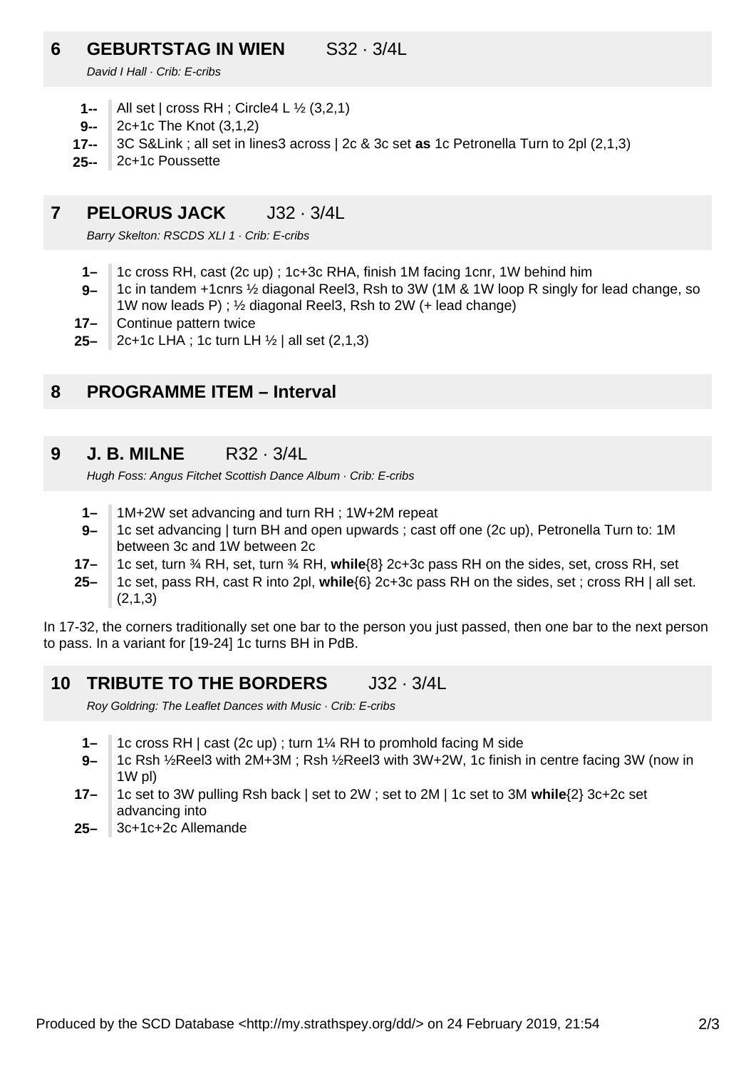## 6 GEBURTSTAG IN WIEN S32 · 3/4L

*David I Hall · Crib: E-cribs*

- **1--** All set | cross RH ; Circle4 L ½ (3,2,1)
- **9--** 2c+1c The Knot (3,1,2)
- **17--** 3C S&Link ; all set in lines3 across | 2c & 3c set **as** 1c Petronella Turn to 2pl (2,1,3)
- **25--** 2c+1c Poussette

## 7 PELORUS JACK J32 · 3/4L

*Barry Skelton: RSCDS XLI 1 · Crib: E-cribs*

- **1–** 1c cross RH, cast (2c up) ; 1c+3c RHA, finish 1M facing 1cnr, 1W behind him
- **9–** 1c in tandem +1cnrs ½ diagonal Reel3, Rsh to 3W (1M & 1W loop R singly for lead change, so 1W now leads P) ; ½ diagonal Reel3, Rsh to 2W (+ lead change)
- **17–** Continue pattern twice
- **25–** 2c+1c LHA ; 1c turn LH ½ | all set (2,1,3)

## 8 PROGRAMME ITEM – Interval

## 9 J. B. MILNE R32 · 3/4L

*Hugh Foss: Angus Fitchet Scottish Dance Album · Crib: E-cribs*

- **1–** 1M+2W set advancing and turn RH ; 1W+2M repeat
- **9–** 1c set advancing | turn BH and open upwards ; cast off one (2c up), Petronella Turn to: 1M between 3c and 1W between 2c
- **17–** 1c set, turn ¾ RH, set, turn ¾ RH, **while**{8} 2c+3c pass RH on the sides, set, cross RH, set
- **25–** 1c set, pass RH, cast R into 2pl, **while**{6} 2c+3c pass RH on the sides, set ; cross RH | all set. (2,1,3)

In 17-32, the corners traditionally set one bar to the person you just passed, then one bar to the next person to pass. In a variant for [19-24] 1c turns BH in PdB.

## 10 TRIBUTE TO THE BORDERS J32 · 3/4L

*Roy Goldring: The Leaflet Dances with Music · Crib: E-cribs*

- **1–** 1c cross RH | cast (2c up) ; turn 1¼ RH to promhold facing M side
- **9–** 1c Rsh ½Reel3 with 2M+3M ; Rsh ½Reel3 with 3W+2W, 1c finish in centre facing 3W (now in 1W pl)
- **17–** 1c set to 3W pulling Rsh back | set to 2W ; set to 2M | 1c set to 3M **while**{2} 3c+2c set advancing into
- **25–** 3c+1c+2c Allemande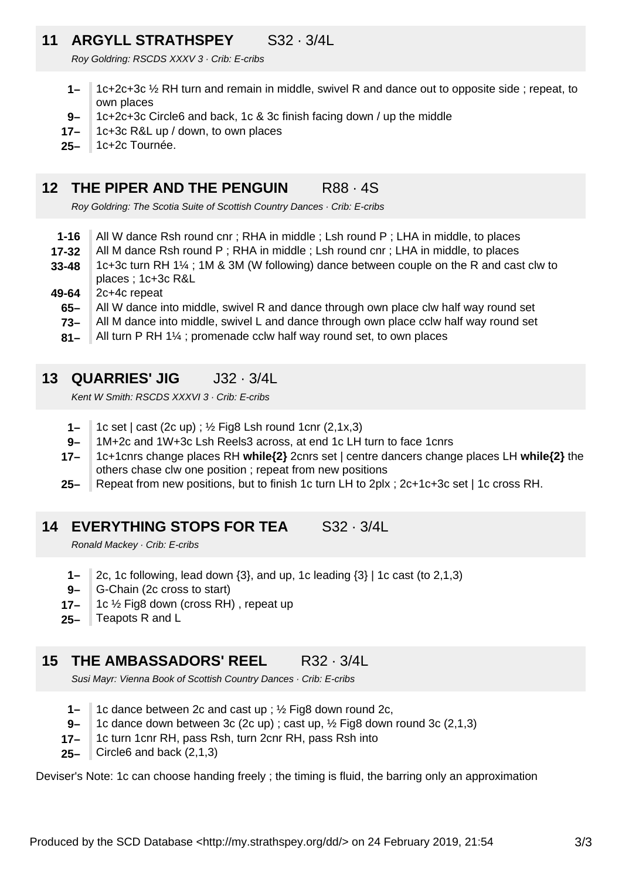## 11 ARGYLL STRATHSPEY S32 · 3/4L

*Roy Goldring: RSCDS XXXV 3 · Crib: E-cribs*

| | |
|---|---|
| **1–** | 1c+2c+3c ½ RH turn and remain in middle, swivel R and dance out to opposite side ; repeat, to own places |
| **9–** | 1c+2c+3c Circle6 and back, 1c & 3c finish facing down / up the middle |
| **17–** | 1c+3c R&L up / down, to own places |
| **25–** | 1c+2c Tournée. |

## 12 THE PIPER AND THE PENGUIN R88 · 4S

*Roy Goldring: The Scotia Suite of Scottish Country Dances · Crib: E-cribs*

| | |
|---|---|
| **1-16** | All W dance Rsh round cnr ; RHA in middle ; Lsh round P ; LHA in middle, to places |
| **17-32** | All M dance Rsh round P ; RHA in middle ; Lsh round cnr ; LHA in middle, to places |
| **33-48** | 1c+3c turn RH 1¼ ; 1M & 3M (W following) dance between couple on the R and cast clw to places ; 1c+3c R&L |
| **49-64** | 2c+4c repeat |
| **65–** | All W dance into middle, swivel R and dance through own place clw half way round set |
| **73–** | All M dance into middle, swivel L and dance through own place cclw half way round set |
| **81–** | All turn P RH 1¼ ; promenade cclw half way round set, to own places |

## 13 QUARRIES' JIG J32 · 3/4L

*Kent W Smith: RSCDS XXXVI 3 · Crib: E-cribs*

| | |
|---|---|
| **1–** | 1c set \| cast (2c up) ; ½ Fig8 Lsh round 1cnr (2,1x,3) |
| **9–** | 1M+2c and 1W+3c Lsh Reels3 across, at end 1c LH turn to face 1cnrs |
| **17–** | 1c+1cnrs change places RH **while{2}** 2cnrs set \| centre dancers change places LH **while{2}** the others chase clw one position ; repeat from new positions |
| **25–** | Repeat from new positions, but to finish 1c turn LH to 2plx ; 2c+1c+3c set \| 1c cross RH. |

## 14 EVERYTHING STOPS FOR TEA S32 · 3/4L

*Ronald Mackey · Crib: E-cribs*

| | |
|---|---|
| **1–** | 2c, 1c following, lead down {3}, and up, 1c leading {3} \| 1c cast (to 2,1,3) |
| **9–** | G-Chain (2c cross to start) |
| **17–** | 1c ½ Fig8 down (cross RH) , repeat up |
| **25–** | Teapots R and L |

## 15 THE AMBASSADORS' REEL R32 · 3/4L

*Susi Mayr: Vienna Book of Scottish Country Dances · Crib: E-cribs*

| | |
|---|---|
| **1–** | 1c dance between 2c and cast up ; ½ Fig8 down round 2c, |
| **9–** | 1c dance down between 3c (2c up) ; cast up, ½ Fig8 down round 3c (2,1,3) |
| **17–** | 1c turn 1cnr RH, pass Rsh, turn 2cnr RH, pass Rsh into |
| **25–** | Circle6 and back (2,1,3) |

Deviser's Note: 1c can choose handing freely ; the timing is fluid, the barring only an approximation

Produced by the SCD Database <http://my.strathspey.org/dd/> on 24 February 2019, 21:54